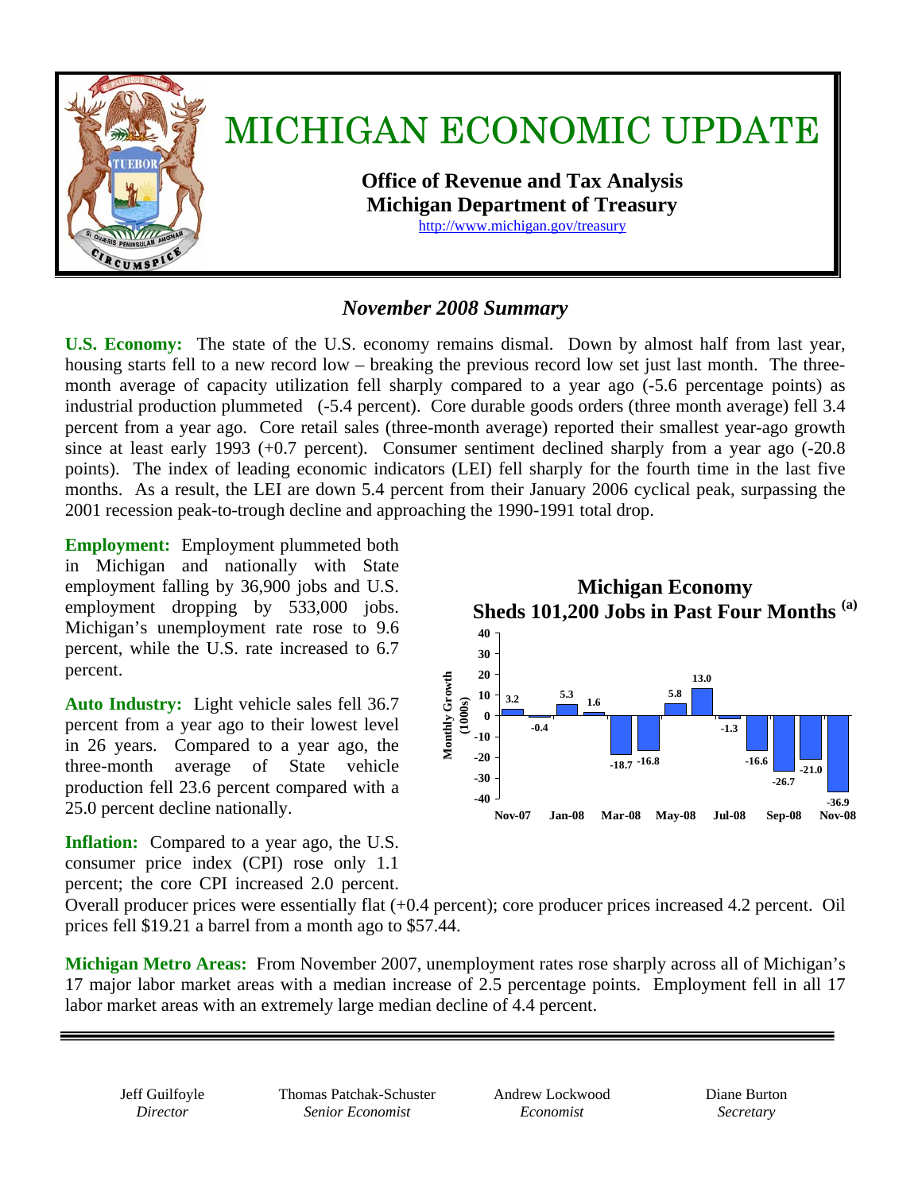# MICHIGAN ECONOMIC UPDATE

**Office of Revenue and Tax Analysis**
**Michigan Department of Treasury**
http://www.michigan.gov/treasury

## *November 2008 Summary*

**U.S. Economy:** The state of the U.S. economy remains dismal. Down by almost half from last year, housing starts fell to a new record low – breaking the previous record low set just last month. The three-month average of capacity utilization fell sharply compared to a year ago (-5.6 percentage points) as industrial production plummeted (-5.4 percent). Core durable goods orders (three month average) fell 3.4 percent from a year ago. Core retail sales (three-month average) reported their smallest year-ago growth since at least early 1993 (+0.7 percent). Consumer sentiment declined sharply from a year ago (-20.8 points). The index of leading economic indicators (LEI) fell sharply for the fourth time in the last five months. As a result, the LEI are down 5.4 percent from their January 2006 cyclical peak, surpassing the 2001 recession peak-to-trough decline and approaching the 1990-1991 total drop.

**Employment:** Employment plummeted both in Michigan and nationally with State employment falling by 36,900 jobs and U.S. employment dropping by 533,000 jobs. Michigan's unemployment rate rose to 9.6 percent, while the U.S. rate increased to 6.7 percent.

**Michigan Economy Sheds 101,200 Jobs in Past Four Months [(a)]**

| Month | Monthly Growth (1000s) |
|---|---|
| Nov-07 | 3.2 |
| Dec-07 | -0.4 |
| Jan-08 | 5.3 |
| Feb-08 | 1.6 |
| Mar-08 | -18.7 |
| Apr-08 | -16.8 |
| May-08 | 5.8 |
| Jun-08 | 13.0 |
| Jul-08 | -1.3 |
| Aug-08 | -16.6 |
| Sep-08 | -26.7 |
| Oct-08 | -21.0 |
| Nov-08 | -36.9 |

**Auto Industry:** Light vehicle sales fell 36.7 percent from a year ago to their lowest level in 26 years. Compared to a year ago, the three-month average of State vehicle production fell 23.6 percent compared with a 25.0 percent decline nationally.

**Inflation:** Compared to a year ago, the U.S. consumer price index (CPI) rose only 1.1 percent; the core CPI increased 2.0 percent. Overall producer prices were essentially flat (+0.4 percent); core producer prices increased 4.2 percent. Oil prices fell $19.21 a barrel from a month ago to $57.44.

**Michigan Metro Areas:** From November 2007, unemployment rates rose sharply across all of Michigan's 17 major labor market areas with a median increase of 2.5 percentage points. Employment fell in all 17 labor market areas with an extremely large median decline of 4.4 percent.

---

| Jeff Guilfoyle | Thomas Patchak-Schuster | Andrew Lockwood | Diane Burton |
|---|---|---|---|
| *Director* | *Senior Economist* | *Economist* | *Secretary* |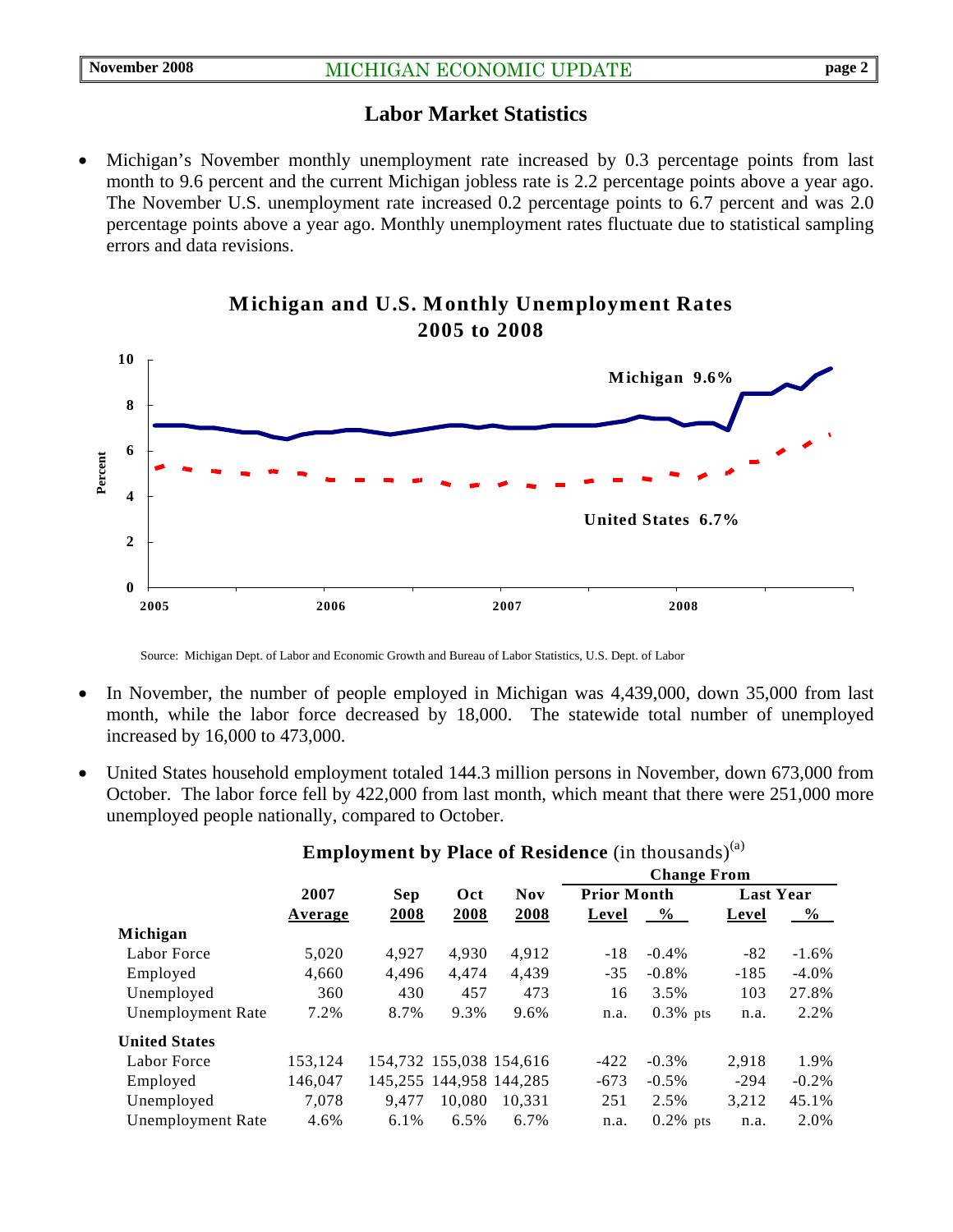## Labor Market Statistics

- Michigan's November monthly unemployment rate increased by 0.3 percentage points from last month to 9.6 percent and the current Michigan jobless rate is 2.2 percentage points above a year ago. The November U.S. unemployment rate increased 0.2 percentage points to 6.7 percent and was 2.0 percentage points above a year ago. Monthly unemployment rates fluctuate due to statistical sampling errors and data revisions.

**Michigan and U.S. Monthly Unemployment Rates 2005 to 2008**

Source: Michigan Dept. of Labor and Economic Growth and Bureau of Labor Statistics, U.S. Dept. of Labor

- In November, the number of people employed in Michigan was 4,439,000, down 35,000 from last month, while the labor force decreased by 18,000. The statewide total number of unemployed increased by 16,000 to 473,000.

- United States household employment totaled 144.3 million persons in November, down 673,000 from October. The labor force fell by 422,000 from last month, which meant that there were 251,000 more unemployed people nationally, compared to October.

**Employment by Place of Residence** (in thousands)[a]

| | 2007 Average | Sep 2008 | Oct 2008 | Nov 2008 | Change From Prior Month Level | Change From Prior Month % | Change From Last Year Level | Change From Last Year % |
|---|---|---|---|---|---|---|---|---|
| **Michigan** | | | | | | | | |
| Labor Force | 5,020 | 4,927 | 4,930 | 4,912 | -18 | -0.4% | -82 | -1.6% |
| Employed | 4,660 | 4,496 | 4,474 | 4,439 | -35 | -0.8% | -185 | -4.0% |
| Unemployed | 360 | 430 | 457 | 473 | 16 | 3.5% | 103 | 27.8% |
| Unemployment Rate | 7.2% | 8.7% | 9.3% | 9.6% | n.a. | 0.3% pts | n.a. | 2.2% |
| **United States** | | | | | | | | |
| Labor Force | 153,124 | 154,732 | 155,038 | 154,616 | -422 | -0.3% | 2,918 | 1.9% |
| Employed | 146,047 | 145,255 | 144,958 | 144,285 | -673 | -0.5% | -294 | -0.2% |
| Unemployed | 7,078 | 9,477 | 10,080 | 10,331 | 251 | 2.5% | 3,212 | 45.1% |
| Unemployment Rate | 4.6% | 6.1% | 6.5% | 6.7% | n.a. | 0.2% pts | n.a. | 2.0% |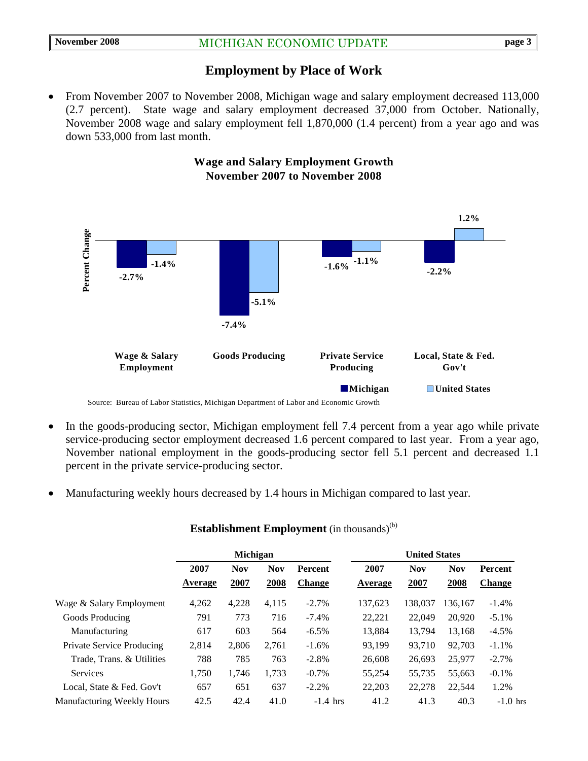## Employment by Place of Work

- From November 2007 to November 2008, Michigan wage and salary employment decreased 113,000 (2.7 percent). State wage and salary employment decreased 37,000 from October. Nationally, November 2008 wage and salary employment fell 1,870,000 (1.4 percent) from a year ago and was down 533,000 from last month.

**Wage and Salary Employment Growth**
**November 2007 to November 2008**

| Percent Change | Michigan | United States |
|---|---|---|
| Wage & Salary Employment | -2.7% | -1.4% |
| Goods Producing | -7.4% | -5.1% |
| Private Service Producing | -1.6% | -1.1% |
| Local, State & Fed. Gov't | -2.2% | 1.2% |

Source: Bureau of Labor Statistics, Michigan Department of Labor and Economic Growth

- In the goods-producing sector, Michigan employment fell 7.4 percent from a year ago while private service-producing sector employment decreased 1.6 percent compared to last year. From a year ago, November national employment in the goods-producing sector fell 5.1 percent and decreased 1.1 percent in the private service-producing sector.

- Manufacturing weekly hours decreased by 1.4 hours in Michigan compared to last year.

**Establishment Employment** (in thousands)[(b)]

| | Michigan | | | | United States | | | |
|---|---|---|---|---|---|---|---|---|
| | 2007 Average | Nov 2007 | Nov 2008 | Percent Change | 2007 Average | Nov 2007 | Nov 2008 | Percent Change |
| Wage & Salary Employment | 4,262 | 4,228 | 4,115 | -2.7% | 137,623 | 138,037 | 136,167 | -1.4% |
| Goods Producing | 791 | 773 | 716 | -7.4% | 22,221 | 22,049 | 20,920 | -5.1% |
| Manufacturing | 617 | 603 | 564 | -6.5% | 13,884 | 13,794 | 13,168 | -4.5% |
| Private Service Producing | 2,814 | 2,806 | 2,761 | -1.6% | 93,199 | 93,710 | 92,703 | -1.1% |
| Trade, Trans. & Utilities | 788 | 785 | 763 | -2.8% | 26,608 | 26,693 | 25,977 | -2.7% |
| Services | 1,750 | 1,746 | 1,733 | -0.7% | 55,254 | 55,735 | 55,663 | -0.1% |
| Local, State & Fed. Gov't | 657 | 651 | 637 | -2.2% | 22,203 | 22,278 | 22,544 | 1.2% |
| Manufacturing Weekly Hours | 42.5 | 42.4 | 41.0 | -1.4 hrs | 41.2 | 41.3 | 40.3 | -1.0 hrs |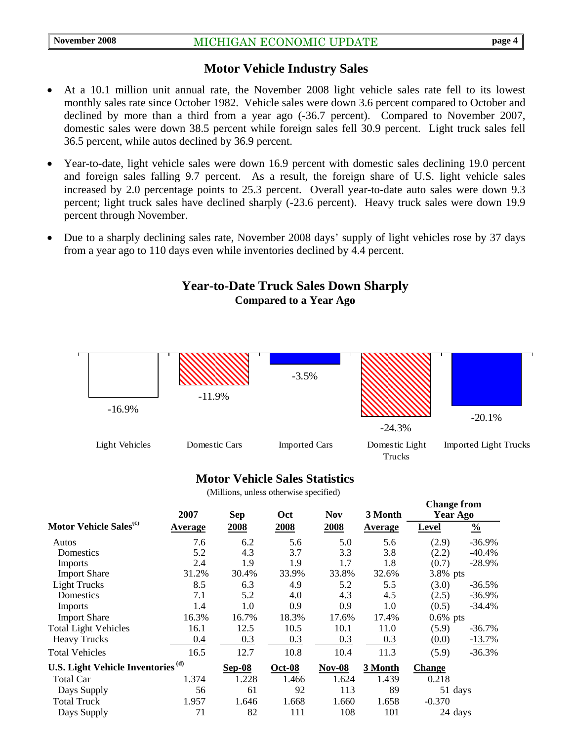## Motor Vehicle Industry Sales

- At a 10.1 million unit annual rate, the November 2008 light vehicle sales rate fell to its lowest monthly sales rate since October 1982. Vehicle sales were down 3.6 percent compared to October and declined by more than a third from a year ago (-36.7 percent). Compared to November 2007, domestic sales were down 38.5 percent while foreign sales fell 30.9 percent. Light truck sales fell 36.5 percent, while autos declined by 36.9 percent.
- Year-to-date, light vehicle sales were down 16.9 percent with domestic sales declining 19.0 percent and foreign sales falling 9.7 percent. As a result, the foreign share of U.S. light vehicle sales increased by 2.0 percentage points to 25.3 percent. Overall year-to-date auto sales were down 9.3 percent; light truck sales have declined sharply (-23.6 percent). Heavy truck sales were down 19.9 percent through November.
- Due to a sharply declining sales rate, November 2008 days' supply of light vehicles rose by 37 days from a year ago to 110 days even while inventories declined by 4.4 percent.

### Year-to-Date Truck Sales Down Sharply
**Compared to a Year Ago**

| Light Vehicles | Domestic Cars | Imported Cars | Domestic Light Trucks | Imported Light Trucks |
|---|---|---|---|---|
| -16.9% | -11.9% | -3.5% | -24.3% | -20.1% |

### Motor Vehicle Sales Statistics
(Millions, unless otherwise specified)

| Motor Vehicle Sales[c] | 2007 Average | Sep 2008 | Oct 2008 | Nov 2008 | 3 Month Average | Change from Year Ago Level | Change from Year Ago % |
|---|---|---|---|---|---|---|---|
| Autos | 7.6 | 6.2 | 5.6 | 5.0 | 5.6 | (2.9) | -36.9% |
| Domestics | 5.2 | 4.3 | 3.7 | 3.3 | 3.8 | (2.2) | -40.4% |
| Imports | 2.4 | 1.9 | 1.9 | 1.7 | 1.8 | (0.7) | -28.9% |
| Import Share | 31.2% | 30.4% | 33.9% | 33.8% | 32.6% | 3.8% pts | |
| Light Trucks | 8.5 | 6.3 | 4.9 | 5.2 | 5.5 | (3.0) | -36.5% |
| Domestics | 7.1 | 5.2 | 4.0 | 4.3 | 4.5 | (2.5) | -36.9% |
| Imports | 1.4 | 1.0 | 0.9 | 0.9 | 1.0 | (0.5) | -34.4% |
| Import Share | 16.3% | 16.7% | 18.3% | 17.6% | 17.4% | 0.6% pts | |
| Total Light Vehicles | 16.1 | 12.5 | 10.5 | 10.1 | 11.0 | (5.9) | -36.7% |
| Heavy Trucks | 0.4 | 0.3 | 0.3 | 0.3 | 0.3 | (0.0) | -13.7% |
| Total Vehicles | 16.5 | 12.7 | 10.8 | 10.4 | 11.3 | (5.9) | -36.3% |
| **U.S. Light Vehicle Inventories[d]** | | **Sep-08** | **Oct-08** | **Nov-08** | **3 Month** | **Change** | |
| Total Car | 1.374 | 1.228 | 1.466 | 1.624 | 1.439 | 0.218 | |
| Days Supply | 56 | 61 | 92 | 113 | 89 | 51 days | |
| Total Truck | 1.957 | 1.646 | 1.668 | 1.660 | 1.658 | -0.370 | |
| Days Supply | 71 | 82 | 111 | 108 | 101 | 24 days | |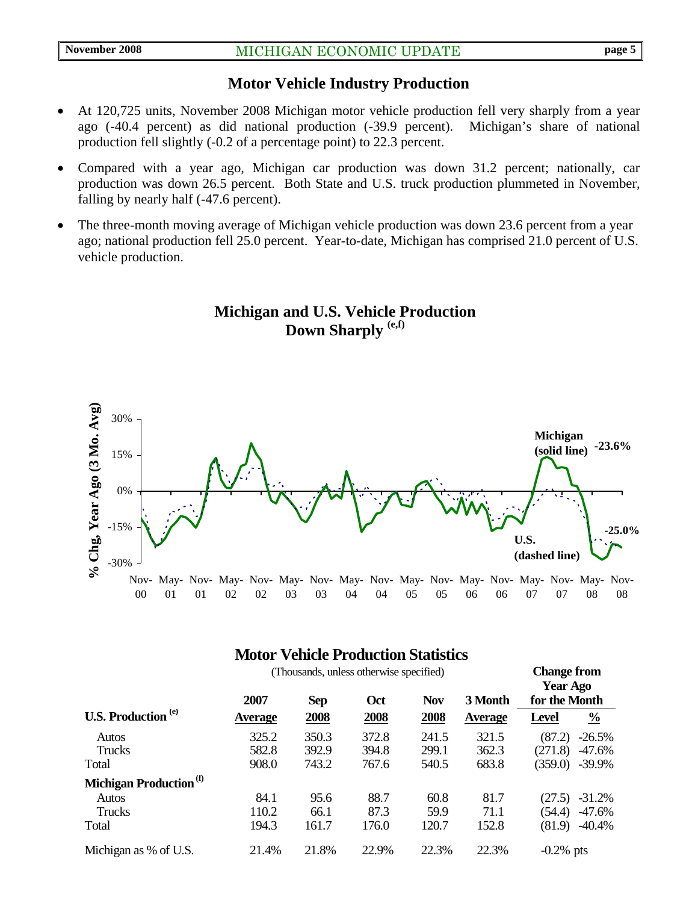## Motor Vehicle Industry Production

- At 120,725 units, November 2008 Michigan motor vehicle production fell very sharply from a year ago (-40.4 percent) as did national production (-39.9 percent). Michigan's share of national production fell slightly (-0.2 of a percentage point) to 22.3 percent.
- Compared with a year ago, Michigan car production was down 31.2 percent; nationally, car production was down 26.5 percent. Both State and U.S. truck production plummeted in November, falling by nearly half (-47.6 percent).
- The three-month moving average of Michigan vehicle production was down 23.6 percent from a year ago; national production fell 25.0 percent. Year-to-date, Michigan has comprised 21.0 percent of U.S. vehicle production.

### Michigan and U.S. Vehicle Production Down Sharply [e,f]

% Chg, Year Ago (3 Mo. Avg)

Michigan (solid line) -23.6%

U.S. (dashed line) -25.0%

### Motor Vehicle Production Statistics

(Thousands, unless otherwise specified)

| U.S. Production [e] | 2007 Average | Sep 2008 | Oct 2008 | Nov 2008 | 3 Month Average | Change from Year Ago for the Month: Level | Change from Year Ago for the Month: % |
|---|---|---|---|---|---|---|---|
| Autos | 325.2 | 350.3 | 372.8 | 241.5 | 321.5 | (87.2) | -26.5% |
| Trucks | 582.8 | 392.9 | 394.8 | 299.1 | 362.3 | (271.8) | -47.6% |
| Total | 908.0 | 743.2 | 767.6 | 540.5 | 683.8 | (359.0) | -39.9% |
| **Michigan Production [f]** | | | | | | | |
| Autos | 84.1 | 95.6 | 88.7 | 60.8 | 81.7 | (27.5) | -31.2% |
| Trucks | 110.2 | 66.1 | 87.3 | 59.9 | 71.1 | (54.4) | -47.6% |
| Total | 194.3 | 161.7 | 176.0 | 120.7 | 152.8 | (81.9) | -40.4% |
| Michigan as % of U.S. | 21.4% | 21.8% | 22.9% | 22.3% | 22.3% | -0.2% pts | |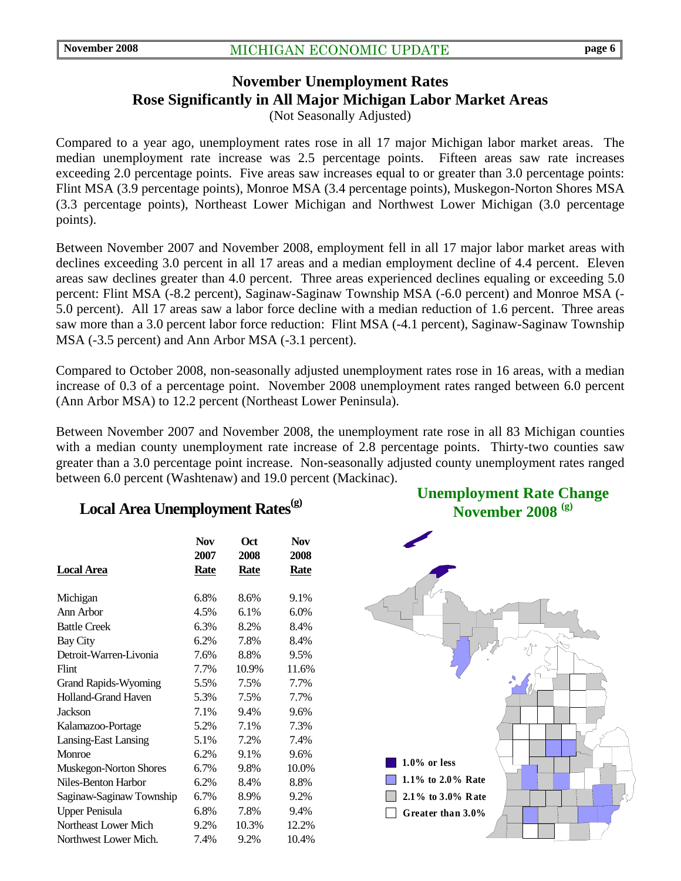# November Unemployment Rates Rose Significantly in All Major Michigan Labor Market Areas

(Not Seasonally Adjusted)

Compared to a year ago, unemployment rates rose in all 17 major Michigan labor market areas. The median unemployment rate increase was 2.5 percentage points. Fifteen areas saw rate increases exceeding 2.0 percentage points. Five areas saw increases equal to or greater than 3.0 percentage points: Flint MSA (3.9 percentage points), Monroe MSA (3.4 percentage points), Muskegon-Norton Shores MSA (3.3 percentage points), Northeast Lower Michigan and Northwest Lower Michigan (3.0 percentage points).

Between November 2007 and November 2008, employment fell in all 17 major labor market areas with declines exceeding 3.0 percent in all 17 areas and a median employment decline of 4.4 percent. Eleven areas saw declines greater than 4.0 percent. Three areas experienced declines equaling or exceeding 5.0 percent: Flint MSA (-8.2 percent), Saginaw-Saginaw Township MSA (-6.0 percent) and Monroe MSA (-5.0 percent). All 17 areas saw a labor force decline with a median reduction of 1.6 percent. Three areas saw more than a 3.0 percent labor force reduction: Flint MSA (-4.1 percent), Saginaw-Saginaw Township MSA (-3.5 percent) and Ann Arbor MSA (-3.1 percent).

Compared to October 2008, non-seasonally adjusted unemployment rates rose in 16 areas, with a median increase of 0.3 of a percentage point. November 2008 unemployment rates ranged between 6.0 percent (Ann Arbor MSA) to 12.2 percent (Northeast Lower Peninsula).

Between November 2007 and November 2008, the unemployment rate rose in all 83 Michigan counties with a median county unemployment rate increase of 2.8 percentage points. Thirty-two counties saw greater than a 3.0 percentage point increase. Non-seasonally adjusted county unemployment rates ranged between 6.0 percent (Washtenaw) and 19.0 percent (Mackinac).

## Local Area Unemployment Rates[g]

| Local Area | Nov 2007 Rate | Oct 2008 Rate | Nov 2008 Rate |
|---|---|---|---|
| Michigan | 6.8% | 8.6% | 9.1% |
| Ann Arbor | 4.5% | 6.1% | 6.0% |
| Battle Creek | 6.3% | 8.2% | 8.4% |
| Bay City | 6.2% | 7.8% | 8.4% |
| Detroit-Warren-Livonia | 7.6% | 8.8% | 9.5% |
| Flint | 7.7% | 10.9% | 11.6% |
| Grand Rapids-Wyoming | 5.5% | 7.5% | 7.7% |
| Holland-Grand Haven | 5.3% | 7.5% | 7.7% |
| Jackson | 7.1% | 9.4% | 9.6% |
| Kalamazoo-Portage | 5.2% | 7.1% | 7.3% |
| Lansing-East Lansing | 5.1% | 7.2% | 7.4% |
| Monroe | 6.2% | 9.1% | 9.6% |
| Muskegon-Norton Shores | 6.7% | 9.8% | 10.0% |
| Niles-Benton Harbor | 6.2% | 8.4% | 8.8% |
| Saginaw-Saginaw Township | 6.7% | 8.9% | 9.2% |
| Upper Penisula | 6.8% | 7.8% | 9.4% |
| Northeast Lower Mich | 9.2% | 10.3% | 12.2% |
| Northwest Lower Mich. | 7.4% | 9.2% | 10.4% |

## Unemployment Rate Change November 2008 [g]

- 1.0% or less
- 1.1% to 2.0% Rate
- 2.1% to 3.0% Rate
- Greater than 3.0%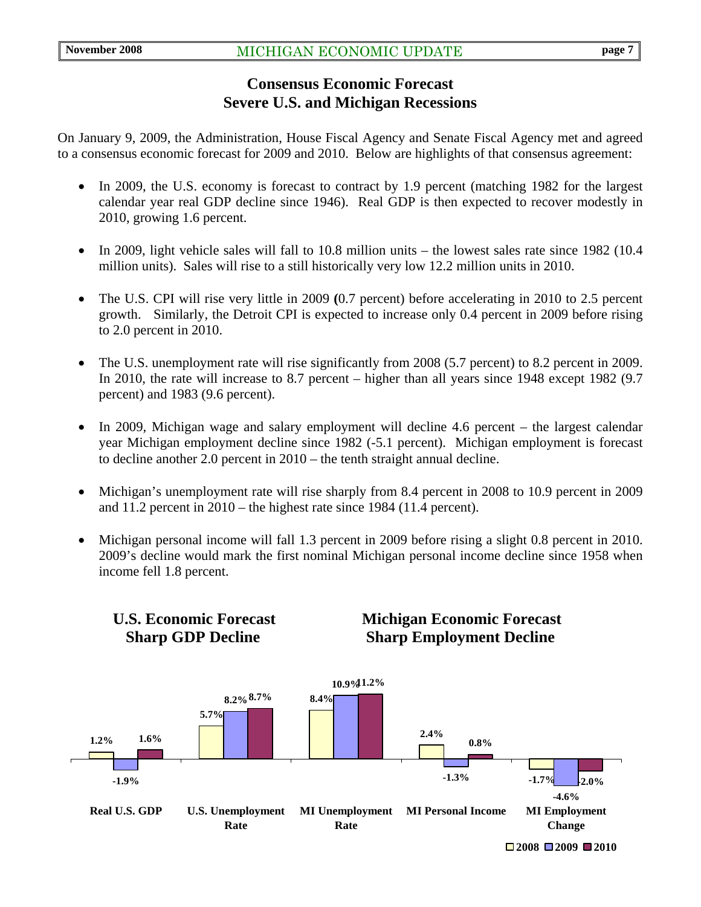# Consensus Economic Forecast
# Severe U.S. and Michigan Recessions

On January 9, 2009, the Administration, House Fiscal Agency and Senate Fiscal Agency met and agreed to a consensus economic forecast for 2009 and 2010. Below are highlights of that consensus agreement:

- In 2009, the U.S. economy is forecast to contract by 1.9 percent (matching 1982 for the largest calendar year real GDP decline since 1946). Real GDP is then expected to recover modestly in 2010, growing 1.6 percent.
- In 2009, light vehicle sales will fall to 10.8 million units – the lowest sales rate since 1982 (10.4 million units). Sales will rise to a still historically very low 12.2 million units in 2010.
- The U.S. CPI will rise very little in 2009 **(**0.7 percent) before accelerating in 2010 to 2.5 percent growth. Similarly, the Detroit CPI is expected to increase only 0.4 percent in 2009 before rising to 2.0 percent in 2010.
- The U.S. unemployment rate will rise significantly from 2008 (5.7 percent) to 8.2 percent in 2009. In 2010, the rate will increase to 8.7 percent – higher than all years since 1948 except 1982 (9.7 percent) and 1983 (9.6 percent).
- In 2009, Michigan wage and salary employment will decline 4.6 percent – the largest calendar year Michigan employment decline since 1982 (-5.1 percent). Michigan employment is forecast to decline another 2.0 percent in 2010 – the tenth straight annual decline.
- Michigan's unemployment rate will rise sharply from 8.4 percent in 2008 to 10.9 percent in 2009 and 11.2 percent in 2010 – the highest rate since 1984 (11.4 percent).
- Michigan personal income will fall 1.3 percent in 2009 before rising a slight 0.8 percent in 2010. 2009's decline would mark the first nominal Michigan personal income decline since 1958 when income fell 1.8 percent.

## U.S. Economic Forecast Sharp GDP Decline

## Michigan Economic Forecast Sharp Employment Decline

| | 2008 | 2009 | 2010 |
|---|---|---|---|
| Real U.S. GDP | 1.2% | -1.9% | 1.6% |
| U.S. Unemployment Rate | 5.7% | 8.2% | 8.7% |
| MI Unemployment Rate | 8.4% | 10.9% | 11.2% |
| MI Personal Income | 2.4% | -1.3% | 0.8% |
| MI Employment Change | -1.7% | -4.6% | -2.0% |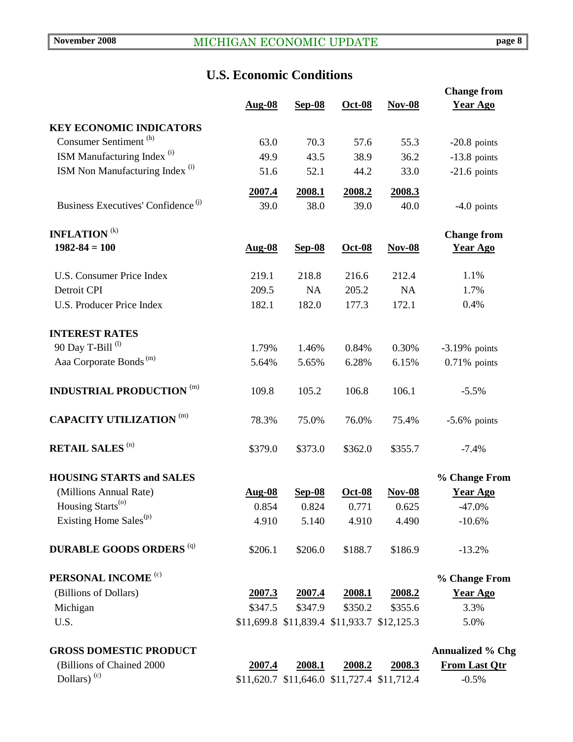## U.S. Economic Conditions

| | Aug-08 | Sep-08 | Oct-08 | Nov-08 | Change from Year Ago |
|---|---|---|---|---|---|
| **KEY ECONOMIC INDICATORS** | | | | | |
| Consumer Sentiment [h] | 63.0 | 70.3 | 57.6 | 55.3 | -20.8 points |
| ISM Manufacturing Index [i] | 49.9 | 43.5 | 38.9 | 36.2 | -13.8 points |
| ISM Non Manufacturing Index [i] | 51.6 | 52.1 | 44.2 | 33.0 | -21.6 points |
| | **2007.4** | **2008.1** | **2008.2** | **2008.3** | |
| Business Executives' Confidence [j] | 39.0 | 38.0 | 39.0 | 40.0 | -4.0 points |

| **INFLATION** [k] 1982-84 = 100 | Aug-08 | Sep-08 | Oct-08 | Nov-08 | Change from Year Ago |
|---|---|---|---|---|---|
| U.S. Consumer Price Index | 219.1 | 218.8 | 216.6 | 212.4 | 1.1% |
| Detroit CPI | 209.5 | NA | 205.2 | NA | 1.7% |
| U.S. Producer Price Index | 182.1 | 182.0 | 177.3 | 172.1 | 0.4% |
| **INTEREST RATES** | | | | | |
| 90 Day T-Bill [l] | 1.79% | 1.46% | 0.84% | 0.30% | -3.19% points |
| Aaa Corporate Bonds [m] | 5.64% | 5.65% | 6.28% | 6.15% | 0.71% points |
| **INDUSTRIAL PRODUCTION** [m] | 109.8 | 105.2 | 106.8 | 106.1 | -5.5% |
| **CAPACITY UTILIZATION** [m] | 78.3% | 75.0% | 76.0% | 75.4% | -5.6% points |
| **RETAIL SALES** [n] | $379.0 | $373.0 | $362.0 | $355.7 | -7.4% |

| **HOUSING STARTS and SALES** (Millions Annual Rate) | Aug-08 | Sep-08 | Oct-08 | Nov-08 | % Change From Year Ago |
|---|---|---|---|---|---|
| Housing Starts [o] | 0.854 | 0.824 | 0.771 | 0.625 | -47.0% |
| Existing Home Sales [p] | 4.910 | 5.140 | 4.910 | 4.490 | -10.6% |
| **DURABLE GOODS ORDERS** [q] | $206.1 | $206.0 | $188.7 | $186.9 | -13.2% |

| **PERSONAL INCOME** [c] (Billions of Dollars) | 2007.3 | 2007.4 | 2008.1 | 2008.2 | % Change From Year Ago |
|---|---|---|---|---|---|
| Michigan | $347.5 | $347.9 | $350.2 | $355.6 | 3.3% |
| U.S. | $11,699.8 | $11,839.4 | $11,933.7 | $12,125.3 | 5.0% |

| **GROSS DOMESTIC PRODUCT** (Billions of Chained 2000 Dollars) [c] | 2007.4 | 2008.1 | 2008.2 | 2008.3 | Annualized % Chg From Last Qtr |
|---|---|---|---|---|---|
| | $11,620.7 | $11,646.0 | $11,727.4 | $11,712.4 | -0.5% |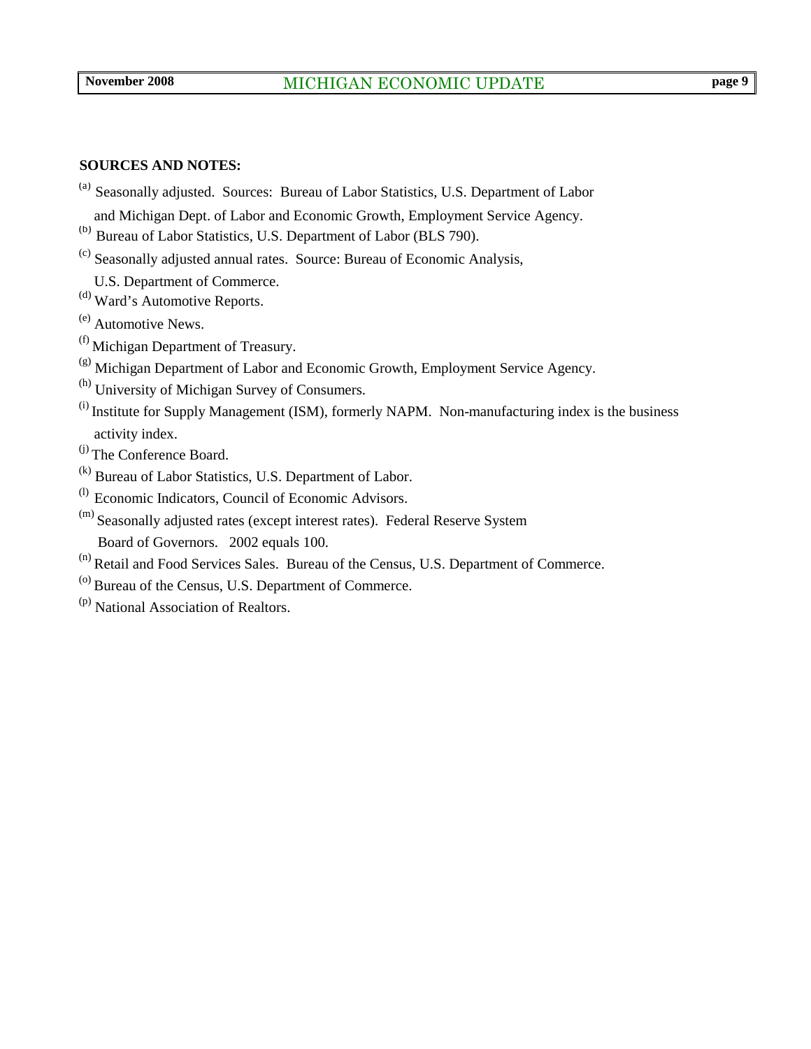**SOURCES AND NOTES:**

[a] Seasonally adjusted. Sources: Bureau of Labor Statistics, U.S. Department of Labor and Michigan Dept. of Labor and Economic Growth, Employment Service Agency.

[b] Bureau of Labor Statistics, U.S. Department of Labor (BLS 790).

[c] Seasonally adjusted annual rates. Source: Bureau of Economic Analysis, U.S. Department of Commerce.

[d] Ward's Automotive Reports.

[e] Automotive News.

[f] Michigan Department of Treasury.

[g] Michigan Department of Labor and Economic Growth, Employment Service Agency.

[h] University of Michigan Survey of Consumers.

[i] Institute for Supply Management (ISM), formerly NAPM. Non-manufacturing index is the business activity index.

[j] The Conference Board.

[k] Bureau of Labor Statistics, U.S. Department of Labor.

[l] Economic Indicators, Council of Economic Advisors.

[m] Seasonally adjusted rates (except interest rates). Federal Reserve System Board of Governors. 2002 equals 100.

[n] Retail and Food Services Sales. Bureau of the Census, U.S. Department of Commerce.

[o] Bureau of the Census, U.S. Department of Commerce.

[p] National Association of Realtors.